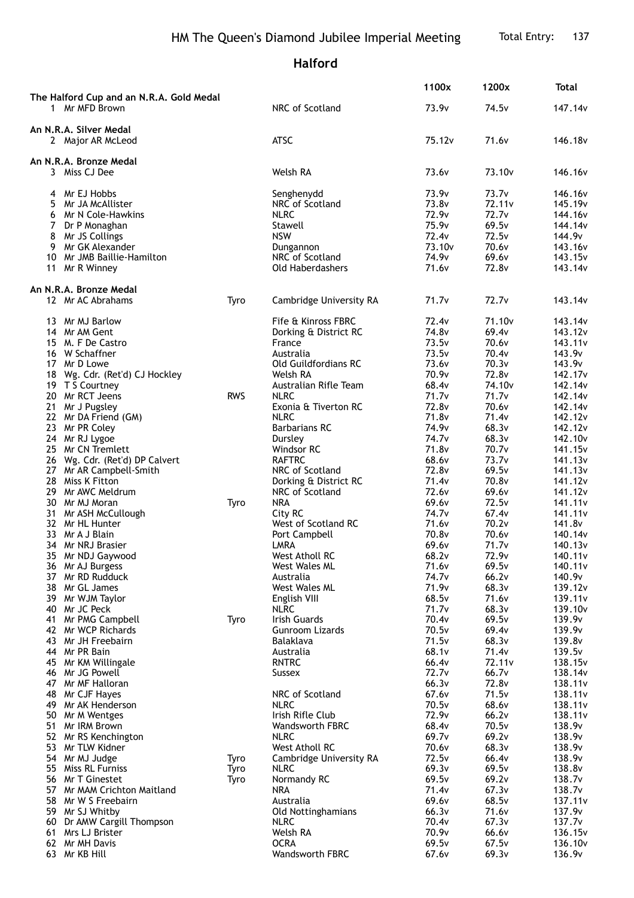# HM The Queen's Diamond Jubilee Imperial Meeting

Total Entry: 137

## Halford

| Pos | Name | Class | Club | 1100x | 1200x | Total |
|---|---|---|---|---|---|---|
| **The Halford Cup and an N.R.A. Gold Medal** | | | | | | |
| 1 | Mr MFD Brown | | NRC of Scotland | 73.9v | 74.5v | 147.14v |
| **An N.R.A. Silver Medal** | | | | | | |
| 2 | Major AR McLeod | | ATSC | 75.12v | 71.6v | 146.18v |
| **An N.R.A. Bronze Medal** | | | | | | |
| 3 | Miss CJ Dee | | Welsh RA | 73.6v | 73.10v | 146.16v |
| 4 | Mr EJ Hobbs | | Senghenydd | 73.9v | 73.7v | 146.16v |
| 5 | Mr JA McAllister | | NRC of Scotland | 73.8v | 72.11v | 145.19v |
| 6 | Mr N Cole-Hawkins | | NLRC | 72.9v | 72.7v | 144.16v |
| 7 | Dr P Monaghan | | Stawell | 75.9v | 69.5v | 144.14v |
| 8 | Mr JS Collings | | NSW | 72.4v | 72.5v | 144.9v |
| 9 | Mr GK Alexander | | Dungannon | 73.10v | 70.6v | 143.16v |
| 10 | Mr JMB Baillie-Hamilton | | NRC of Scotland | 74.9v | 69.6v | 143.15v |
| 11 | Mr R Winney | | Old Haberdashers | 71.6v | 72.8v | 143.14v |
| **An N.R.A. Bronze Medal** | | | | | | |
| 12 | Mr AC Abrahams | Tyro | Cambridge University RA | 71.7v | 72.7v | 143.14v |
| 13 | Mr MJ Barlow | | Fife & Kinross FBRC | 72.4v | 71.10v | 143.14v |
| 14 | Mr AM Gent | | Dorking & District RC | 74.8v | 69.4v | 143.12v |
| 15 | M. F De Castro | | France | 73.5v | 70.6v | 143.11v |
| 16 | W Schaffner | | Australia | 73.5v | 70.4v | 143.9v |
| 17 | Mr D Lowe | | Old Guildfordians RC | 73.6v | 70.3v | 143.9v |
| 18 | Wg. Cdr. (Ret'd) CJ Hockley | | Welsh RA | 70.9v | 72.8v | 142.17v |
| 19 | T S Courtney | | Australian Rifle Team | 68.4v | 74.10v | 142.14v |
| 20 | Mr RCT Jeens | RWS | NLRC | 71.7v | 71.7v | 142.14v |
| 21 | Mr J Pugsley | | Exonia & Tiverton RC | 72.8v | 70.6v | 142.14v |
| 22 | Mr DA Friend (GM) | | NLRC | 71.8v | 71.4v | 142.12v |
| 23 | Mr PR Coley | | Barbarians RC | 74.9v | 68.3v | 142.12v |
| 24 | Mr RJ Lygoe | | Dursley | 74.7v | 68.3v | 142.10v |
| 25 | Mr CN Tremlett | | Windsor RC | 71.8v | 70.7v | 141.15v |
| 26 | Wg. Cdr. (Ret'd) DP Calvert | | RAFTRC | 68.6v | 73.7v | 141.13v |
| 27 | Mr AR Campbell-Smith | | NRC of Scotland | 72.8v | 69.5v | 141.13v |
| 28 | Miss K Fitton | | Dorking & District RC | 71.4v | 70.8v | 141.12v |
| 29 | Mr AWC Meldrum | | NRC of Scotland | 72.6v | 69.6v | 141.12v |
| 30 | Mr MJ Moran | Tyro | NRA | 69.6v | 72.5v | 141.11v |
| 31 | Mr ASH McCullough | | City RC | 74.7v | 67.4v | 141.11v |
| 32 | Mr HL Hunter | | West of Scotland RC | 71.6v | 70.2v | 141.8v |
| 33 | Mr A J Blain | | Port Campbell | 70.8v | 70.6v | 140.14v |
| 34 | Mr NRJ Brasier | | LMRA | 69.6v | 71.7v | 140.13v |
| 35 | Mr NDJ Gaywood | | West Atholl RC | 68.2v | 72.9v | 140.11v |
| 36 | Mr AJ Burgess | | West Wales ML | 71.6v | 69.5v | 140.11v |
| 37 | Mr RD Rudduck | | Australia | 74.7v | 66.2v | 140.9v |
| 38 | Mr GL James | | West Wales ML | 71.9v | 68.3v | 139.12v |
| 39 | Mr WJM Taylor | | English VIII | 68.5v | 71.6v | 139.11v |
| 40 | Mr JC Peck | | NLRC | 71.7v | 68.3v | 139.10v |
| 41 | Mr PMG Campbell | Tyro | Irish Guards | 70.4v | 69.5v | 139.9v |
| 42 | Mr WCP Richards | | Gunroom Lizards | 70.5v | 69.4v | 139.9v |
| 43 | Mr JH Freebairn | | Balaklava | 71.5v | 68.3v | 139.8v |
| 44 | Mr PR Bain | | Australia | 68.1v | 71.4v | 139.5v |
| 45 | Mr KM Willingale | | RNTRC | 66.4v | 72.11v | 138.15v |
| 46 | Mr JG Powell | | Sussex | 72.7v | 66.7v | 138.14v |
| 47 | Mr MF Halloran | | | 66.3v | 72.8v | 138.11v |
| 48 | Mr CJF Hayes | | NRC of Scotland | 67.6v | 71.5v | 138.11v |
| 49 | Mr AK Henderson | | NLRC | 70.5v | 68.6v | 138.11v |
| 50 | Mr M Wentges | | Irish Rifle Club | 72.9v | 66.2v | 138.11v |
| 51 | Mr IRM Brown | | Wandsworth FBRC | 68.4v | 70.5v | 138.9v |
| 52 | Mr RS Kenchington | | NLRC | 69.7v | 69.2v | 138.9v |
| 53 | Mr TLW Kidner | | West Atholl RC | 70.6v | 68.3v | 138.9v |
| 54 | Mr MJ Judge | Tyro | Cambridge University RA | 72.5v | 66.4v | 138.9v |
| 55 | Miss RL Furniss | Tyro | NLRC | 69.3v | 69.5v | 138.8v |
| 56 | Mr T Ginestet | Tyro | Normandy RC | 69.5v | 69.2v | 138.7v |
| 57 | Mr MAM Crichton Maitland | | NRA | 71.4v | 67.3v | 138.7v |
| 58 | Mr W S Freebairn | | Australia | 69.6v | 68.5v | 137.11v |
| 59 | Mr SJ Whitby | | Old Nottinghamians | 66.3v | 71.6v | 137.9v |
| 60 | Dr AMW Cargill Thompson | | NLRC | 70.4v | 67.3v | 137.7v |
| 61 | Mrs LJ Brister | | Welsh RA | 70.9v | 66.6v | 136.15v |
| 62 | Mr MH Davis | | OCRA | 69.5v | 67.5v | 136.10v |
| 63 | Mr KB Hill | | Wandsworth FBRC | 67.6v | 69.3v | 136.9v |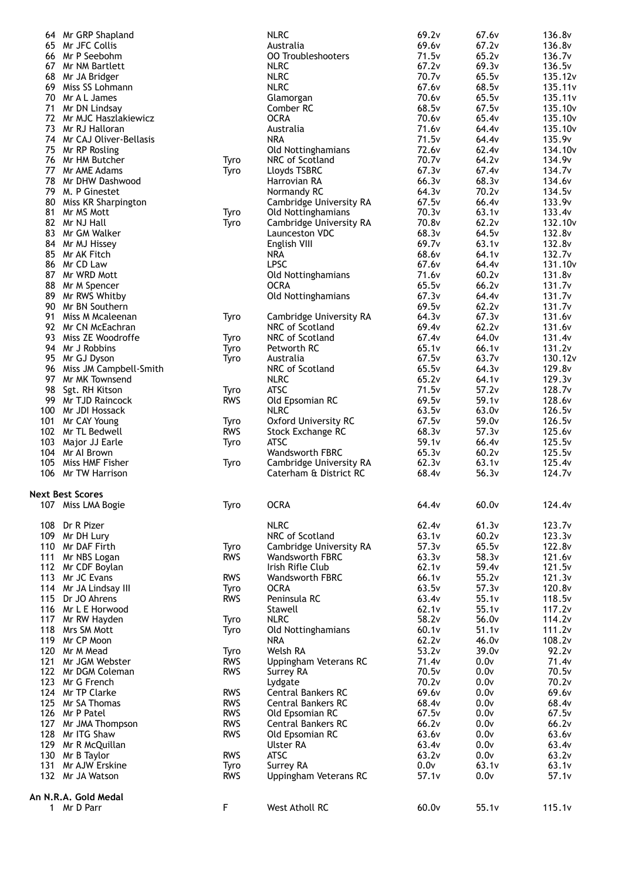| | | | | | | |
|---|---|---|---|---|---|---|
| 64 | Mr GRP Shapland | | NLRC | 69.2v | 67.6v | 136.8v |
| 65 | Mr JFC Collis | | Australia | 69.6v | 67.2v | 136.8v |
| 66 | Mr P Seebohm | | OO Troubleshooters | 71.5v | 65.2v | 136.7v |
| 67 | Mr NM Bartlett | | NLRC | 67.2v | 69.3v | 136.5v |
| 68 | Mr JA Bridger | | NLRC | 70.7v | 65.5v | 135.12v |
| 69 | Miss SS Lohmann | | NLRC | 67.6v | 68.5v | 135.11v |
| 70 | Mr A L James | | Glamorgan | 70.6v | 65.5v | 135.11v |
| 71 | Mr DN Lindsay | | Comber RC | 68.5v | 67.5v | 135.10v |
| 72 | Mr MJC Haszlakiewicz | | OCRA | 70.6v | 65.4v | 135.10v |
| 73 | Mr RJ Halloran | | Australia | 71.6v | 64.4v | 135.10v |
| 74 | Mr CAJ Oliver-Bellasis | | NRA | 71.5v | 64.4v | 135.9v |
| 75 | Mr RP Rosling | | Old Nottinghamians | 72.6v | 62.4v | 134.10v |
| 76 | Mr HM Butcher | Tyro | NRC of Scotland | 70.7v | 64.2v | 134.9v |
| 77 | Mr AME Adams | Tyro | Lloyds TSBRC | 67.3v | 67.4v | 134.7v |
| 78 | Mr DHW Dashwood | | Harrovian RA | 66.3v | 68.3v | 134.6v |
| 79 | M. P Ginestet | | Normandy RC | 64.3v | 70.2v | 134.5v |
| 80 | Miss KR Sharpington | | Cambridge University RA | 67.5v | 66.4v | 133.9v |
| 81 | Mr MS Mott | Tyro | Old Nottinghamians | 70.3v | 63.1v | 133.4v |
| 82 | Mr NJ Hall | Tyro | Cambridge University RA | 70.8v | 62.2v | 132.10v |
| 83 | Mr GM Walker | | Launceston VDC | 68.3v | 64.5v | 132.8v |
| 84 | Mr MJ Hissey | | English VIII | 69.7v | 63.1v | 132.8v |
| 85 | Mr AK Fitch | | NRA | 68.6v | 64.1v | 132.7v |
| 86 | Mr CD Law | | LPSC | 67.6v | 64.4v | 131.10v |
| 87 | Mr WRD Mott | | Old Nottinghamians | 71.6v | 60.2v | 131.8v |
| 88 | Mr M Spencer | | OCRA | 65.5v | 66.2v | 131.7v |
| 89 | Mr RWS Whitby | | Old Nottinghamians | 67.3v | 64.4v | 131.7v |
| 90 | Mr BN Southern | | | 69.5v | 62.2v | 131.7v |
| 91 | Miss M Mcaleenan | Tyro | Cambridge University RA | 64.3v | 67.3v | 131.6v |
| 92 | Mr CN McEachran | | NRC of Scotland | 69.4v | 62.2v | 131.6v |
| 93 | Miss ZE Woodroffe | Tyro | NRC of Scotland | 67.4v | 64.0v | 131.4v |
| 94 | Mr J Robbins | Tyro | Petworth RC | 65.1v | 66.1v | 131.2v |
| 95 | Mr GJ Dyson | Tyro | Australia | 67.5v | 63.7v | 130.12v |
| 96 | Miss JM Campbell-Smith | | NRC of Scotland | 65.5v | 64.3v | 129.8v |
| 97 | Mr MK Townsend | | NLRC | 65.2v | 64.1v | 129.3v |
| 98 | Sgt. RH Kitson | Tyro | ATSC | 71.5v | 57.2v | 128.7v |
| 99 | Mr TJD Raincock | RWS | Old Epsomian RC | 69.5v | 59.1v | 128.6v |
| 100 | Mr JDI Hossack | | NLRC | 63.5v | 63.0v | 126.5v |
| 101 | Mr CAY Young | Tyro | Oxford University RC | 67.5v | 59.0v | 126.5v |
| 102 | Mr TL Bedwell | RWS | Stock Exchange RC | 68.3v | 57.3v | 125.6v |
| 103 | Major JJ Earle | Tyro | ATSC | 59.1v | 66.4v | 125.5v |
| 104 | Mr AI Brown | | Wandsworth FBRC | 65.3v | 60.2v | 125.5v |
| 105 | Miss HMF Fisher | Tyro | Cambridge University RA | 62.3v | 63.1v | 125.4v |
| 106 | Mr TW Harrison | | Caterham & District RC | 68.4v | 56.3v | 124.7v |

**Next Best Scores**

| | | | | | | |
|---|---|---|---|---|---|---|
| 107 | Miss LMA Bogie | Tyro | OCRA | 64.4v | 60.0v | 124.4v |
| 108 | Dr R Pizer | | NLRC | 62.4v | 61.3v | 123.7v |
| 109 | Mr DH Lury | | NRC of Scotland | 63.1v | 60.2v | 123.3v |
| 110 | Mr DAF Firth | Tyro | Cambridge University RA | 57.3v | 65.5v | 122.8v |
| 111 | Mr NBS Logan | RWS | Wandsworth FBRC | 63.3v | 58.3v | 121.6v |
| 112 | Mr CDF Boylan | | Irish Rifle Club | 62.1v | 59.4v | 121.5v |
| 113 | Mr JC Evans | RWS | Wandsworth FBRC | 66.1v | 55.2v | 121.3v |
| 114 | Mr JA Lindsay III | Tyro | OCRA | 63.5v | 57.3v | 120.8v |
| 115 | Dr JO Ahrens | RWS | Peninsula RC | 63.4v | 55.1v | 118.5v |
| 116 | Mr L E Horwood | | Stawell | 62.1v | 55.1v | 117.2v |
| 117 | Mr RW Hayden | Tyro | NLRC | 58.2v | 56.0v | 114.2v |
| 118 | Mrs SM Mott | Tyro | Old Nottinghamians | 60.1v | 51.1v | 111.2v |
| 119 | Mr CP Moon | | NRA | 62.2v | 46.0v | 108.2v |
| 120 | Mr M Mead | Tyro | Welsh RA | 53.2v | 39.0v | 92.2v |
| 121 | Mr JGM Webster | RWS | Uppingham Veterans RC | 71.4v | 0.0v | 71.4v |
| 122 | Mr DGM Coleman | RWS | Surrey RA | 70.5v | 0.0v | 70.5v |
| 123 | Mr G French | | Lydgate | 70.2v | 0.0v | 70.2v |
| 124 | Mr TP Clarke | RWS | Central Bankers RC | 69.6v | 0.0v | 69.6v |
| 125 | Mr SA Thomas | RWS | Central Bankers RC | 68.4v | 0.0v | 68.4v |
| 126 | Mr P Patel | RWS | Old Epsomian RC | 67.5v | 0.0v | 67.5v |
| 127 | Mr JMA Thompson | RWS | Central Bankers RC | 66.2v | 0.0v | 66.2v |
| 128 | Mr ITG Shaw | RWS | Old Epsomian RC | 63.6v | 0.0v | 63.6v |
| 129 | Mr R McQuillan | | Ulster RA | 63.4v | 0.0v | 63.4v |
| 130 | Mr B Taylor | RWS | ATSC | 63.2v | 0.0v | 63.2v |
| 131 | Mr AJW Erskine | Tyro | Surrey RA | 0.0v | 63.1v | 63.1v |
| 132 | Mr JA Watson | RWS | Uppingham Veterans RC | 57.1v | 0.0v | 57.1v |

**An N.R.A. Gold Medal**

| | | | | | | |
|---|---|---|---|---|---|---|
| 1 | Mr D Parr | F | West Atholl RC | 60.0v | 55.1v | 115.1v |